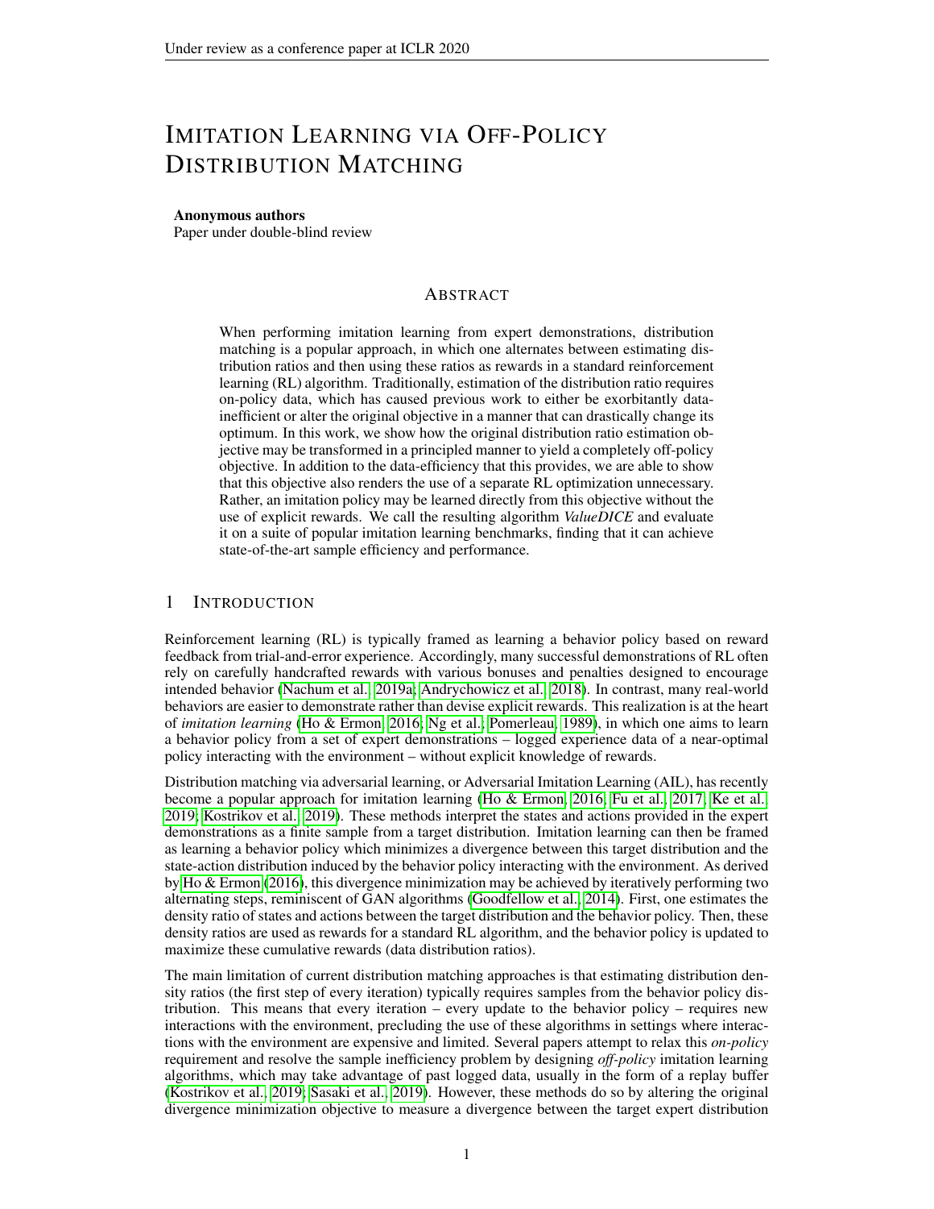# IMITATION LEARNING VIA OFF-POLICY DISTRIBUTION MATCHING

**Anonymous authors**
Paper under double-blind review

## ABSTRACT

When performing imitation learning from expert demonstrations, distribution matching is a popular approach, in which one alternates between estimating distribution ratios and then using these ratios as rewards in a standard reinforcement learning (RL) algorithm. Traditionally, estimation of the distribution ratio requires on-policy data, which has caused previous work to either be exorbitantly data-inefficient or alter the original objective in a manner that can drastically change its optimum. In this work, we show how the original distribution ratio estimation objective may be transformed in a principled manner to yield a completely off-policy objective. In addition to the data-efficiency that this provides, we are able to show that this objective also renders the use of a separate RL optimization unnecessary. Rather, an imitation policy may be learned directly from this objective without the use of explicit rewards. We call the resulting algorithm *ValueDICE* and evaluate it on a suite of popular imitation learning benchmarks, finding that it can achieve state-of-the-art sample efficiency and performance.

## 1 INTRODUCTION

Reinforcement learning (RL) is typically framed as learning a behavior policy based on reward feedback from trial-and-error experience. Accordingly, many successful demonstrations of RL often rely on carefully handcrafted rewards with various bonuses and penalties designed to encourage intended behavior (Nachum et al., 2019a; Andrychowicz et al., 2018). In contrast, many real-world behaviors are easier to demonstrate rather than devise explicit rewards. This realization is at the heart of *imitation learning* (Ho & Ermon, 2016; Ng et al.; Pomerleau, 1989), in which one aims to learn a behavior policy from a set of expert demonstrations – logged experience data of a near-optimal policy interacting with the environment – without explicit knowledge of rewards.

Distribution matching via adversarial learning, or Adversarial Imitation Learning (AIL), has recently become a popular approach for imitation learning (Ho & Ermon, 2016; Fu et al., 2017; Ke et al., 2019; Kostrikov et al., 2019). These methods interpret the states and actions provided in the expert demonstrations as a finite sample from a target distribution. Imitation learning can then be framed as learning a behavior policy which minimizes a divergence between this target distribution and the state-action distribution induced by the behavior policy interacting with the environment. As derived by Ho & Ermon (2016), this divergence minimization may be achieved by iteratively performing two alternating steps, reminiscent of GAN algorithms (Goodfellow et al., 2014). First, one estimates the density ratio of states and actions between the target distribution and the behavior policy. Then, these density ratios are used as rewards for a standard RL algorithm, and the behavior policy is updated to maximize these cumulative rewards (data distribution ratios).

The main limitation of current distribution matching approaches is that estimating distribution density ratios (the first step of every iteration) typically requires samples from the behavior policy distribution. This means that every iteration – every update to the behavior policy – requires new interactions with the environment, precluding the use of these algorithms in settings where interactions with the environment are expensive and limited. Several papers attempt to relax this *on-policy* requirement and resolve the sample inefficiency problem by designing *off-policy* imitation learning algorithms, which may take advantage of past logged data, usually in the form of a replay buffer (Kostrikov et al., 2019; Sasaki et al., 2019). However, these methods do so by altering the original divergence minimization objective to measure a divergence between the target expert distribution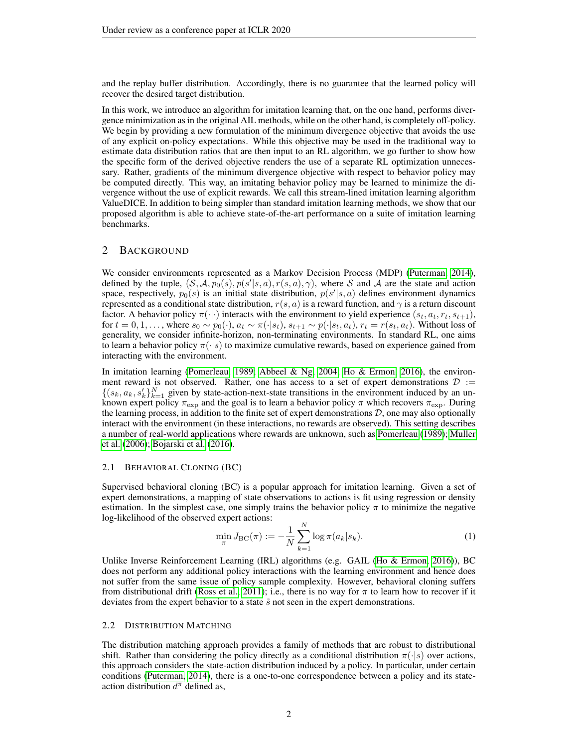and the replay buffer distribution. Accordingly, there is no guarantee that the learned policy will recover the desired target distribution.

In this work, we introduce an algorithm for imitation learning that, on the one hand, performs divergence minimization as in the original AIL methods, while on the other hand, is completely off-policy. We begin by providing a new formulation of the minimum divergence objective that avoids the use of any explicit on-policy expectations. While this objective may be used in the traditional way to estimate data distribution ratios that are then input to an RL algorithm, we go further to show how the specific form of the derived objective renders the use of a separate RL optimization unnecessary. Rather, gradients of the minimum divergence objective with respect to behavior policy may be computed directly. This way, an imitating behavior policy may be learned to minimize the divergence without the use of explicit rewards. We call this stream-lined imitation learning algorithm ValueDICE. In addition to being simpler than standard imitation learning methods, we show that our proposed algorithm is able to achieve state-of-the-art performance on a suite of imitation learning benchmarks.

## 2 Background

We consider environments represented as a Markov Decision Process (MDP) (Puterman, 2014), defined by the tuple, $(\mathcal{S}, \mathcal{A}, p_0(s), p(s'|s,a), r(s,a), \gamma)$, where $\mathcal{S}$ and $\mathcal{A}$ are the state and action space, respectively, $p_0(s)$ is an initial state distribution, $p(s'|s,a)$ defines environment dynamics represented as a conditional state distribution, $r(s,a)$ is a reward function, and $\gamma$ is a return discount factor. A behavior policy $\pi(\cdot|\cdot)$ interacts with the environment to yield experience $(s_t, a_t, r_t, s_{t+1})$, for $t = 0, 1, \ldots$, where $s_0 \sim p_0(\cdot)$, $a_t \sim \pi(\cdot|s_t)$, $s_{t+1} \sim p(\cdot|s_t, a_t)$, $r_t = r(s_t, a_t)$. Without loss of generality, we consider infinite-horizon, non-terminating environments. In standard RL, one aims to learn a behavior policy $\pi(\cdot|s)$ to maximize cumulative rewards, based on experience gained from interacting with the environment.

In imitation learning (Pomerleau, 1989; Abbeel & Ng, 2004; Ho & Ermon, 2016), the environment reward is not observed. Rather, one has access to a set of expert demonstrations $\mathcal{D} := \{(s_k, a_k, s'_k\}_{k=1}^{N}$ given by state-action-next-state transitions in the environment induced by an unknown expert policy $\pi_{\mathrm{exp}}$ and the goal is to learn a behavior policy $\pi$ which recovers $\pi_{\mathrm{exp}}$. During the learning process, in addition to the finite set of expert demonstrations $\mathcal{D}$, one may also optionally interact with the environment (in these interactions, no rewards are observed). This setting describes a number of real-world applications where rewards are unknown, such as Pomerleau (1989); Muller et al. (2006); Bojarski et al. (2016).

### 2.1 Behavioral Cloning (BC)

Supervised behavioral cloning (BC) is a popular approach for imitation learning. Given a set of expert demonstrations, a mapping of state observations to actions is fit using regression or density estimation. In the simplest case, one simply trains the behavior policy $\pi$ to minimize the negative log-likelihood of the observed expert actions:

$$\min_{\pi} J_{\mathrm{BC}}(\pi) := -\frac{1}{N} \sum_{k=1}^{N} \log \pi(a_k|s_k). \tag{1}$$

Unlike Inverse Reinforcement Learning (IRL) algorithms (e.g. GAIL (Ho & Ermon, 2016)), BC does not perform any additional policy interactions with the learning environment and hence does not suffer from the same issue of policy sample complexity. However, behavioral cloning suffers from distributional drift (Ross et al., 2011); i.e., there is no way for $\pi$ to learn how to recover if it deviates from the expert behavior to a state $\tilde{s}$ not seen in the expert demonstrations.

### 2.2 Distribution Matching

The distribution matching approach provides a family of methods that are robust to distributional shift. Rather than considering the policy directly as a conditional distribution $\pi(\cdot|s)$ over actions, this approach considers the state-action distribution induced by a policy. In particular, under certain conditions (Puterman, 2014), there is a one-to-one correspondence between a policy and its state-action distribution $d^{\pi}$ defined as,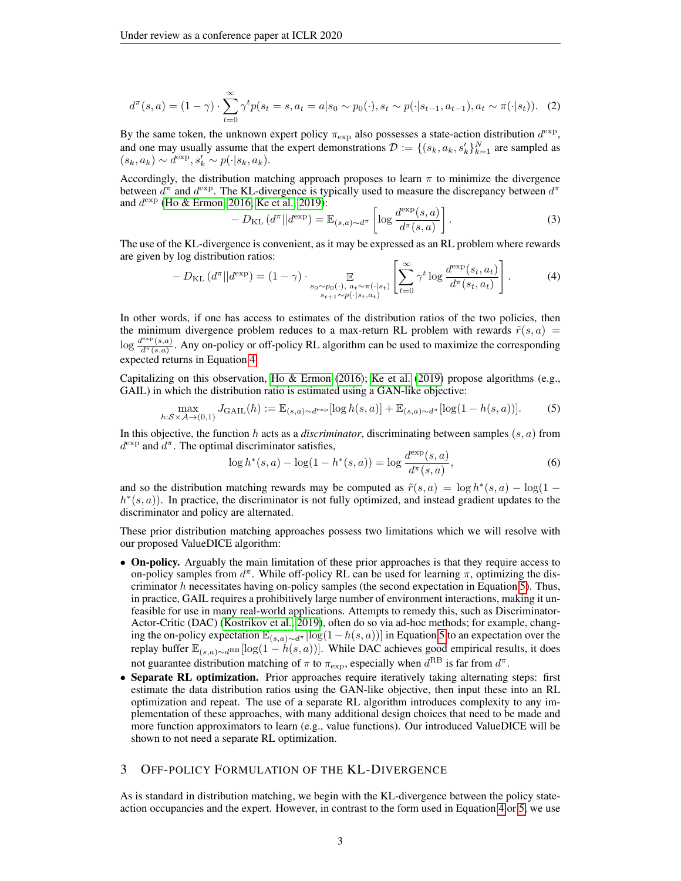$$d^{\pi}(s,a) = (1-\gamma) \cdot \sum_{t=0}^{\infty} \gamma^t p(s_t = s, a_t = a | s_0 \sim p_0(\cdot), s_t \sim p(\cdot|s_{t-1}, a_{t-1}), a_t \sim \pi(\cdot|s_t)). \quad (2)$$

By the same token, the unknown expert policy $\pi_{\text{exp}}$ also possesses a state-action distribution $d^{\text{exp}}$, and one may usually assume that the expert demonstrations $\mathcal{D} := \{(s_k, a_k, s'_k\}_{k=1}^{N}$ are sampled as $(s_k, a_k) \sim d^{\text{exp}}, s'_k \sim p(\cdot|s_k, a_k)$.

Accordingly, the distribution matching approach proposes to learn $\pi$ to minimize the divergence between $d^{\pi}$ and $d^{\text{exp}}$. The KL-divergence is typically used to measure the discrepancy between $d^{\pi}$ and $d^{\text{exp}}$ (Ho & Ermon, 2016; Ke et al., 2019):

$$-D_{\text{KL}}\left(d^{\pi} || d^{\text{exp}}\right) = \mathbb{E}_{(s,a)\sim d^{\pi}}\left[\log \frac{d^{\text{exp}}(s,a)}{d^{\pi}(s,a)}\right]. \quad (3)$$

The use of the KL-divergence is convenient, as it may be expressed as an RL problem where rewards are given by log distribution ratios:

$$-D_{\text{KL}}\left(d^{\pi} || d^{\text{exp}}\right) = (1-\gamma) \cdot \mathop{\mathbb{E}}_{\substack{s_0 \sim p_0(\cdot),\ a_t \sim \pi(\cdot|s_t) \\ s_{t+1} \sim p(\cdot|s_t, a_t)}}\left[\sum_{t=0}^{\infty} \gamma^t \log \frac{d^{\text{exp}}(s_t,a_t)}{d^{\pi}(s_t,a_t)}\right]. \quad (4)$$

In other words, if one has access to estimates of the distribution ratios of the two policies, then the minimum divergence problem reduces to a max-return RL problem with rewards $\tilde{r}(s,a) = \log \frac{d^{\text{exp}}(s,a)}{d^{\pi}(s,a)}$. Any on-policy or off-policy RL algorithm can be used to maximize the corresponding expected returns in Equation 4.

Capitalizing on this observation, Ho & Ermon (2016); Ke et al. (2019) propose algorithms (e.g., GAIL) in which the distribution ratio is estimated using a GAN-like objective:

$$\max_{h:\mathcal{S}\times\mathcal{A}\to(0,1)} J_{\text{GAIL}}(h) := \mathbb{E}_{(s,a)\sim d^{\text{exp}}}[\log h(s,a)] + \mathbb{E}_{(s,a)\sim d^{\pi}}[\log(1-h(s,a))]. \quad (5)$$

In this objective, the function $h$ acts as a *discriminator*, discriminating between samples $(s,a)$ from $d^{\text{exp}}$ and $d^{\pi}$. The optimal discriminator satisfies,

$$\log h^*(s,a) - \log(1-h^*(s,a)) = \log \frac{d^{\text{exp}}(s,a)}{d^{\pi}(s,a)}, \quad (6)$$

and so the distribution matching rewards may be computed as $\tilde{r}(s,a) = \log h^*(s,a) - \log(1 - h^*(s,a))$. In practice, the discriminator is not fully optimized, and instead gradient updates to the discriminator and policy are alternated.

These prior distribution matching approaches possess two limitations which we will resolve with our proposed ValueDICE algorithm:

- **On-policy.** Arguably the main limitation of these prior approaches is that they require access to on-policy samples from $d^{\pi}$. While off-policy RL can be used for learning $\pi$, optimizing the discriminator $h$ necessitates having on-policy samples (the second expectation in Equation 5). Thus, in practice, GAIL requires a prohibitively large number of environment interactions, making it unfeasible for use in many real-world applications. Attempts to remedy this, such as Discriminator-Actor-Critic (DAC) (Kostrikov et al., 2019), often do so via ad-hoc methods; for example, changing the on-policy expectation $\mathbb{E}_{(s,a)\sim d^{\pi}}[\log(1-h(s,a))]$ in Equation 5 to an expectation over the replay buffer $\mathbb{E}_{(s,a)\sim d^{\text{RB}}}[\log(1-h(s,a))]$. While DAC achieves good empirical results, it does not guarantee distribution matching of $\pi$ to $\pi_{\text{exp}}$, especially when $d^{\text{RB}}$ is far from $d^{\pi}$.
- **Separate RL optimization.** Prior approaches require iteratively taking alternating steps: first estimate the data distribution ratios using the GAN-like objective, then input these into an RL optimization and repeat. The use of a separate RL algorithm introduces complexity to any implementation of these approaches, with many additional design choices that need to be made and more function approximators to learn (e.g., value functions). Our introduced ValueDICE will be shown to not need a separate RL optimization.

## 3 Off-Policy Formulation of the KL-Divergence

As is standard in distribution matching, we begin with the KL-divergence between the policy state-action occupancies and the expert. However, in contrast to the form used in Equation 4 or 5, we use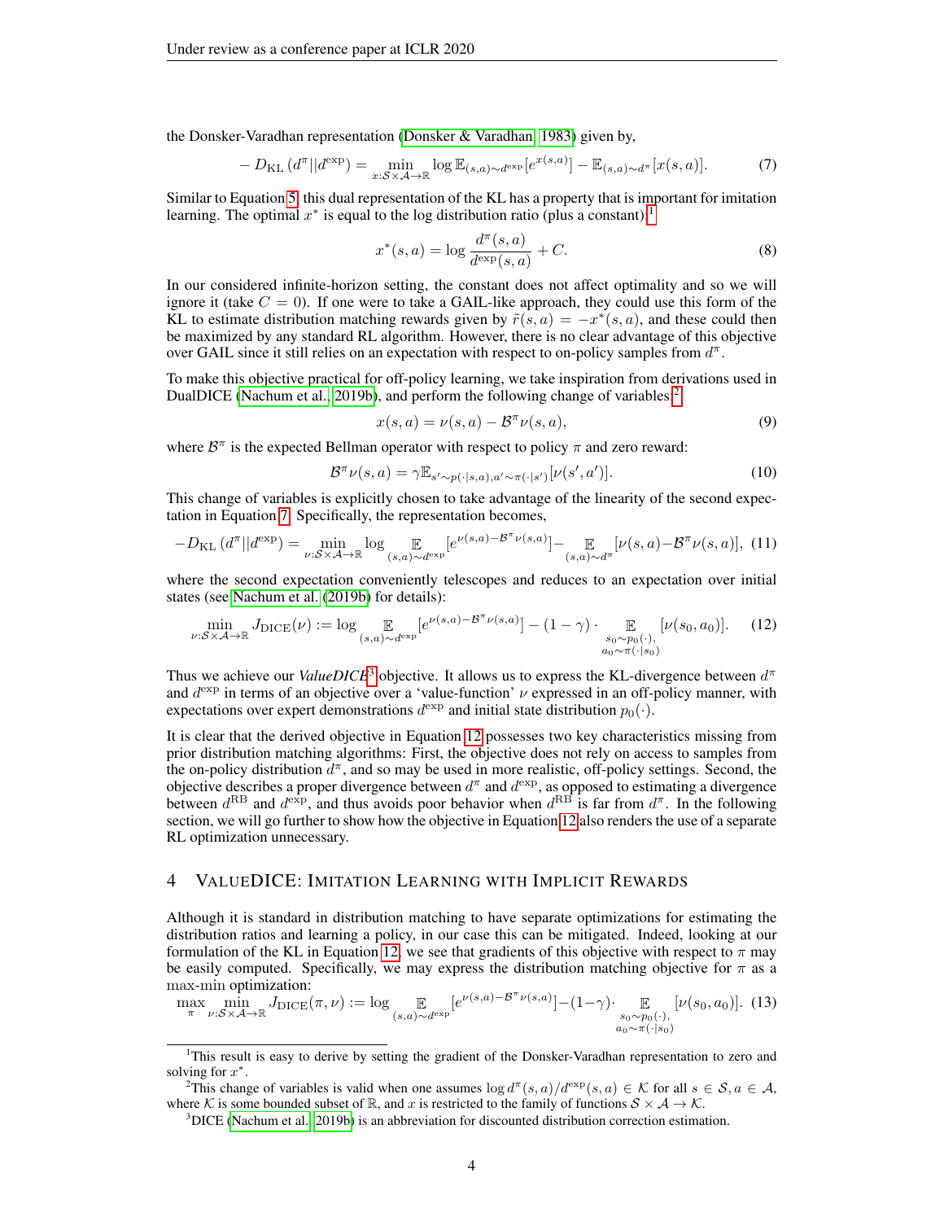the Donsker-Varadhan representation (Donsker & Varadhan, 1983) given by,

$$-D_{\mathrm{KL}}\left(d^{\pi}||d^{\exp}\right)=\min_{x:\mathcal{S}\times\mathcal{A}\to\mathbb{R}}\log\mathbb{E}_{(s,a)\sim d^{\exp}}[e^{x(s,a)}]-\mathbb{E}_{(s,a)\sim d^{\pi}}[x(s,a)]. \tag{7}$$

Similar to Equation 5, this dual representation of the KL has a property that is important for imitation learning. The optimal $x^*$ is equal to the log distribution ratio (plus a constant):[1]

$$x^*(s,a)=\log\frac{d^{\pi}(s,a)}{d^{\exp}(s,a)}+C. \tag{8}$$

In our considered infinite-horizon setting, the constant does not affect optimality and so we will ignore it (take $C=0$). If one were to take a GAIL-like approach, they could use this form of the KL to estimate distribution matching rewards given by $\tilde{r}(s,a)=-x^*(s,a)$, and these could then be maximized by any standard RL algorithm. However, there is no clear advantage of this objective over GAIL since it still relies on an expectation with respect to on-policy samples from $d^{\pi}$.

To make this objective practical for off-policy learning, we take inspiration from derivations used in DualDICE (Nachum et al., 2019b), and perform the following change of variables:[2]

$$x(s,a)=\nu(s,a)-\mathcal{B}^{\pi}\nu(s,a), \tag{9}$$

where $\mathcal{B}^{\pi}$ is the expected Bellman operator with respect to policy $\pi$ and zero reward:

$$\mathcal{B}^{\pi}\nu(s,a)=\gamma\mathbb{E}_{s'\sim p(\cdot|s,a),a'\sim\pi(\cdot|s')}[\nu(s',a')]. \tag{10}$$

This change of variables is explicitly chosen to take advantage of the linearity of the second expectation in Equation 7. Specifically, the representation becomes,

$$-D_{\mathrm{KL}}\left(d^{\pi}||d^{\exp}\right)=\min_{\nu:\mathcal{S}\times\mathcal{A}\to\mathbb{R}}\log\mathop{\mathbb{E}}_{(s,a)\sim d^{\exp}}[e^{\nu(s,a)-\mathcal{B}^{\pi}\nu(s,a)}]-\mathop{\mathbb{E}}_{(s,a)\sim d^{\pi}}[\nu(s,a)-\mathcal{B}^{\pi}\nu(s,a)], \tag{11}$$

where the second expectation conveniently telescopes and reduces to an expectation over initial states (see Nachum et al. (2019b) for details):

$$\min_{\nu:\mathcal{S}\times\mathcal{A}\to\mathbb{R}}J_{\mathrm{DICE}}(\nu):=\log\mathop{\mathbb{E}}_{(s,a)\sim d^{\exp}}[e^{\nu(s,a)-\mathcal{B}^{\pi}\nu(s,a)}]-(1-\gamma)\cdot\mathop{\mathbb{E}}_{\substack{s_0\sim p_0(\cdot),\\ a_0\sim\pi(\cdot|s_0)}}[\nu(s_0,a_0)]. \tag{12}$$

Thus we achieve our *ValueDICE*[3] objective. It allows us to express the KL-divergence between $d^{\pi}$ and $d^{\exp}$ in terms of an objective over a 'value-function' $\nu$ expressed in an off-policy manner, with expectations over expert demonstrations $d^{\exp}$ and initial state distribution $p_0(\cdot)$.

It is clear that the derived objective in Equation 12 possesses two key characteristics missing from prior distribution matching algorithms: First, the objective does not rely on access to samples from the on-policy distribution $d^{\pi}$, and so may be used in more realistic, off-policy settings. Second, the objective describes a proper divergence between $d^{\pi}$ and $d^{\exp}$, as opposed to estimating a divergence between $d^{\mathrm{RB}}$ and $d^{\exp}$, and thus avoids poor behavior when $d^{\mathrm{RB}}$ is far from $d^{\pi}$. In the following section, we will go further to show how the objective in Equation 12 also renders the use of a separate RL optimization unnecessary.

# 4 VALUEDICE: IMITATION LEARNING WITH IMPLICIT REWARDS

Although it is standard in distribution matching to have separate optimizations for estimating the distribution ratios and learning a policy, in our case this can be mitigated. Indeed, looking at our formulation of the KL in Equation 12, we see that gradients of this objective with respect to $\pi$ may be easily computed. Specifically, we may express the distribution matching objective for $\pi$ as a max-min optimization:

$$\max_{\pi}\min_{\nu:\mathcal{S}\times\mathcal{A}\to\mathbb{R}}J_{\mathrm{DICE}}(\pi,\nu):=\log\mathop{\mathbb{E}}_{(s,a)\sim d^{\exp}}[e^{\nu(s,a)-\mathcal{B}^{\pi}\nu(s,a)}]-(1-\gamma)\cdot\mathop{\mathbb{E}}_{\substack{s_0\sim p_0(\cdot),\\ a_0\sim\pi(\cdot|s_0)}}[\nu(s_0,a_0)]. \tag{13}$$

---

[1] This result is easy to derive by setting the gradient of the Donsker-Varadhan representation to zero and solving for $x^*$.

[2] This change of variables is valid when one assumes $\log d^{\pi}(s,a)/d^{\exp}(s,a)\in\mathcal{K}$ for all $s\in\mathcal{S},a\in\mathcal{A}$, where $\mathcal{K}$ is some bounded subset of $\mathbb{R}$, and $x$ is restricted to the family of functions $\mathcal{S}\times\mathcal{A}\to\mathcal{K}$.

[3] DICE (Nachum et al., 2019b) is an abbreviation for discounted distribution correction estimation.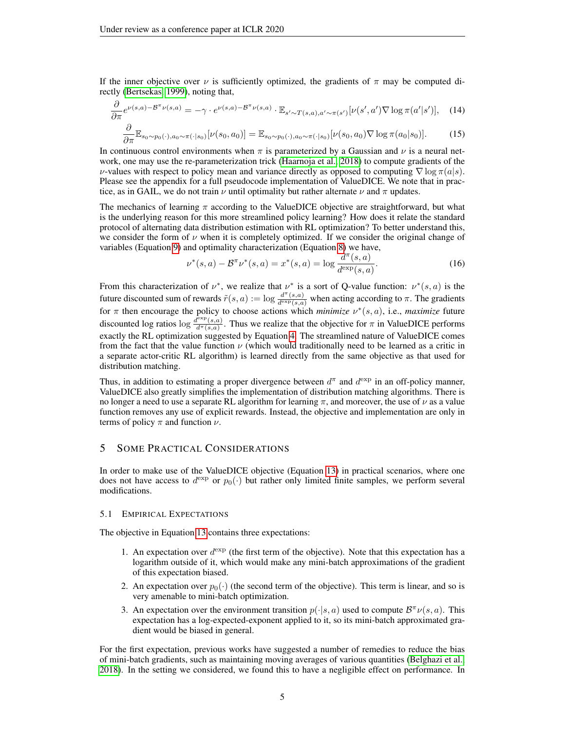If the inner objective over $\nu$ is sufficiently optimized, the gradients of $\pi$ may be computed directly (Bertsekas, 1999), noting that,

$$\frac{\partial}{\partial \pi} e^{\nu(s,a) - \mathcal{B}^\pi \nu(s,a)} = -\gamma \cdot e^{\nu(s,a) - \mathcal{B}^\pi \nu(s,a)} \cdot \mathbb{E}_{s' \sim T(s,a), a' \sim \pi(s')}[\nu(s', a') \nabla \log \pi(a'|s')], \quad (14)$$

$$\frac{\partial}{\partial \pi} \mathbb{E}_{s_0 \sim p_0(\cdot), a_0 \sim \pi(\cdot|s_0)}[\nu(s_0, a_0)] = \mathbb{E}_{s_0 \sim p_0(\cdot), a_0 \sim \pi(\cdot|s_0)}[\nu(s_0, a_0) \nabla \log \pi(a_0|s_0)]. \quad (15)$$

In continuous control environments when $\pi$ is parameterized by a Gaussian and $\nu$ is a neural network, one may use the re-parameterization trick (Haarnoja et al., 2018) to compute gradients of the $\nu$-values with respect to policy mean and variance directly as opposed to computing $\nabla \log \pi(a|s)$. Please see the appendix for a full pseudocode implementation of ValueDICE. We note that in practice, as in GAIL, we do not train $\nu$ until optimality but rather alternate $\nu$ and $\pi$ updates.

The mechanics of learning $\pi$ according to the ValueDICE objective are straightforward, but what is the underlying reason for this more streamlined policy learning? How does it relate the standard protocol of alternating data distribution estimation with RL optimization? To better understand this, we consider the form of $\nu$ when it is completely optimized. If we consider the original change of variables (Equation 9) and optimality characterization (Equation 8) we have,

$$\nu^*(s,a) - \mathcal{B}^\pi \nu^*(s,a) = x^*(s,a) = \log \frac{d^\pi(s,a)}{d^{\text{exp}}(s,a)}. \quad (16)$$

From this characterization of $\nu^*$, we realize that $\nu^*$ is a sort of Q-value function: $\nu^*(s,a)$ is the future discounted sum of rewards $\tilde{r}(s,a) := \log \frac{d^\pi(s,a)}{d^{\text{exp}}(s,a)}$ when acting according to $\pi$. The gradients for $\pi$ then encourage the policy to choose actions which *minimize* $\nu^*(s,a)$, i.e., *maximize* future discounted log ratios $\log \frac{d^{\text{exp}}(s,a)}{d^\pi(s,a)}$. Thus we realize that the objective for $\pi$ in ValueDICE performs exactly the RL optimization suggested by Equation 4. The streamlined nature of ValueDICE comes from the fact that the value function $\nu$ (which would traditionally need to be learned as a critic in a separate actor-critic RL algorithm) is learned directly from the same objective as that used for distribution matching.

Thus, in addition to estimating a proper divergence between $d^\pi$ and $d^{\text{exp}}$ in an off-policy manner, ValueDICE also greatly simplifies the implementation of distribution matching algorithms. There is no longer a need to use a separate RL algorithm for learning $\pi$, and moreover, the use of $\nu$ as a value function removes any use of explicit rewards. Instead, the objective and implementation are only in terms of policy $\pi$ and function $\nu$.

## 5 Some Practical Considerations

In order to make use of the ValueDICE objective (Equation 13) in practical scenarios, where one does not have access to $d^{\text{exp}}$ or $p_0(\cdot)$ but rather only limited finite samples, we perform several modifications.

### 5.1 Empirical Expectations

The objective in Equation 13 contains three expectations:

1. An expectation over $d^{\text{exp}}$ (the first term of the objective). Note that this expectation has a logarithm outside of it, which would make any mini-batch approximations of the gradient of this expectation biased.
2. An expectation over $p_0(\cdot)$ (the second term of the objective). This term is linear, and so is very amenable to mini-batch optimization.
3. An expectation over the environment transition $p(\cdot|s,a)$ used to compute $\mathcal{B}^\pi \nu(s,a)$. This expectation has a log-expected-exponent applied to it, so its mini-batch approximated gradient would be biased in general.

For the first expectation, previous works have suggested a number of remedies to reduce the bias of mini-batch gradients, such as maintaining moving averages of various quantities (Belghazi et al., 2018). In the setting we considered, we found this to have a negligible effect on performance. In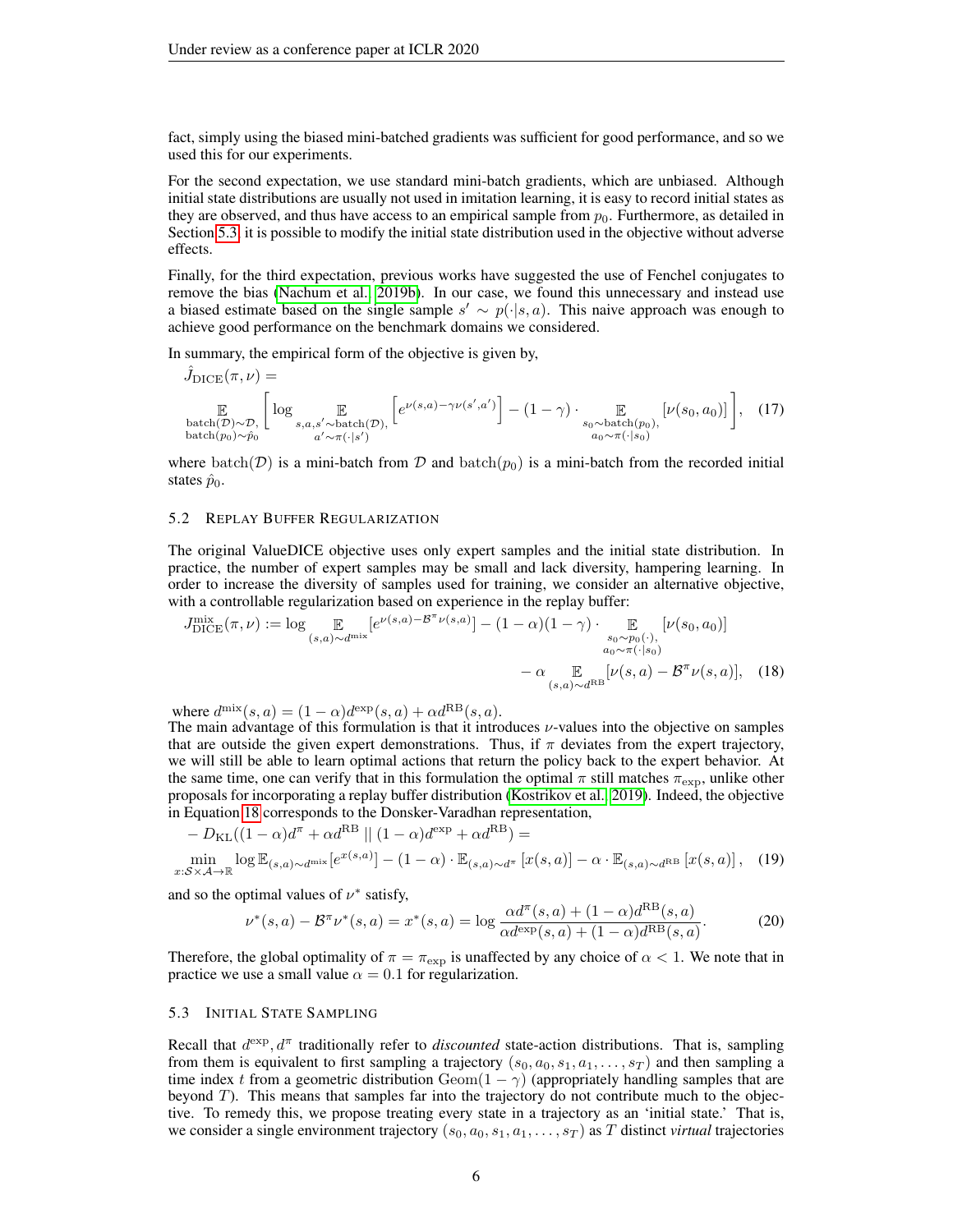fact, simply using the biased mini-batched gradients was sufficient for good performance, and so we used this for our experiments.

For the second expectation, we use standard mini-batch gradients, which are unbiased. Although initial state distributions are usually not used in imitation learning, it is easy to record initial states as they are observed, and thus have access to an empirical sample from $p_0$. Furthermore, as detailed in Section 5.3, it is possible to modify the initial state distribution used in the objective without adverse effects.

Finally, for the third expectation, previous works have suggested the use of Fenchel conjugates to remove the bias (Nachum et al., 2019b). In our case, we found this unnecessary and instead use a biased estimate based on the single sample $s' \sim p(\cdot|s,a)$. This naive approach was enough to achieve good performance on the benchmark domains we considered.

In summary, the empirical form of the objective is given by,

$$\hat{J}_{\mathrm{DICE}}(\pi,\nu) = \mathop{\mathbb{E}}_{\substack{\mathrm{batch}(\mathcal{D})\sim\mathcal{D}, \\ \mathrm{batch}(p_0)\sim\hat{p}_0}}\left[\log \mathop{\mathbb{E}}_{\substack{s,a,s'\sim\mathrm{batch}(\mathcal{D}), \\ a'\sim\pi(\cdot|s')}}\left[e^{\nu(s,a)-\gamma\nu(s',a')}\right] - (1-\gamma)\cdot \mathop{\mathbb{E}}_{\substack{s_0\sim\mathrm{batch}(p_0), \\ a_0\sim\pi(\cdot|s_0)}}[\nu(s_0,a_0)]\right], \quad (17)$$

where $\mathrm{batch}(\mathcal{D})$ is a mini-batch from $\mathcal{D}$ and $\mathrm{batch}(p_0)$ is a mini-batch from the recorded initial states $\hat{p}_0$.

### 5.2 Replay Buffer Regularization

The original ValueDICE objective uses only expert samples and the initial state distribution. In practice, the number of expert samples may be small and lack diversity, hampering learning. In order to increase the diversity of samples used for training, we consider an alternative objective, with a controllable regularization based on experience in the replay buffer:

$$J^{\mathrm{mix}}_{\mathrm{DICE}}(\pi,\nu) := \log \mathop{\mathbb{E}}_{(s,a)\sim d^{\mathrm{mix}}}[e^{\nu(s,a)-\mathcal{B}^\pi\nu(s,a)}] - (1-\alpha)(1-\gamma)\cdot \mathop{\mathbb{E}}_{\substack{s_0\sim p_0(\cdot), \\ a_0\sim\pi(\cdot|s_0)}}[\nu(s_0,a_0)] - \alpha \mathop{\mathbb{E}}_{(s,a)\sim d^{\mathrm{RB}}}[\nu(s,a)-\mathcal{B}^\pi\nu(s,a)], \quad (18)$$

where $d^{\mathrm{mix}}(s,a) = (1-\alpha)d^{\mathrm{exp}}(s,a) + \alpha d^{\mathrm{RB}}(s,a)$.
The main advantage of this formulation is that it introduces $\nu$-values into the objective on samples that are outside the given expert demonstrations. Thus, if $\pi$ deviates from the expert trajectory, we will still be able to learn optimal actions that return the policy back to the expert behavior. At the same time, one can verify that in this formulation the optimal $\pi$ still matches $\pi_{\mathrm{exp}}$, unlike other proposals for incorporating a replay buffer distribution (Kostrikov et al., 2019). Indeed, the objective in Equation 18 corresponds to the Donsker-Varadhan representation,

$$-D_{\mathrm{KL}}((1-\alpha)d^\pi + \alpha d^{\mathrm{RB}} \,||\, (1-\alpha)d^{\mathrm{exp}} + \alpha d^{\mathrm{RB}}) = \min_{x:\mathcal{S}\times\mathcal{A}\to\mathbb{R}} \log \mathbb{E}_{(s,a)\sim d^{\mathrm{mix}}}[e^{x(s,a)}] - (1-\alpha)\cdot\mathbb{E}_{(s,a)\sim d^\pi}[x(s,a)] - \alpha\cdot\mathbb{E}_{(s,a)\sim d^{\mathrm{RB}}}[x(s,a)], \quad (19)$$

and so the optimal values of $\nu^*$ satisfy,

$$\nu^*(s,a) - \mathcal{B}^\pi\nu^*(s,a) = x^*(s,a) = \log\frac{\alpha d^\pi(s,a) + (1-\alpha)d^{\mathrm{RB}}(s,a)}{\alpha d^{\mathrm{exp}}(s,a) + (1-\alpha)d^{\mathrm{RB}}(s,a)}. \quad (20)$$

Therefore, the global optimality of $\pi = \pi_{\mathrm{exp}}$ is unaffected by any choice of $\alpha < 1$. We note that in practice we use a small value $\alpha = 0.1$ for regularization.

### 5.3 Initial State Sampling

Recall that $d^{\mathrm{exp}}, d^\pi$ traditionally refer to *discounted* state-action distributions. That is, sampling from them is equivalent to first sampling a trajectory $(s_0, a_0, s_1, a_1, \ldots, s_T)$ and then sampling a time index $t$ from a geometric distribution $\mathrm{Geom}(1-\gamma)$ (appropriately handling samples that are beyond $T$). This means that samples far into the trajectory do not contribute much to the objective. To remedy this, we propose treating every state in a trajectory as an 'initial state.' That is, we consider a single environment trajectory $(s_0, a_0, s_1, a_1, \ldots, s_T)$ as $T$ distinct *virtual* trajectories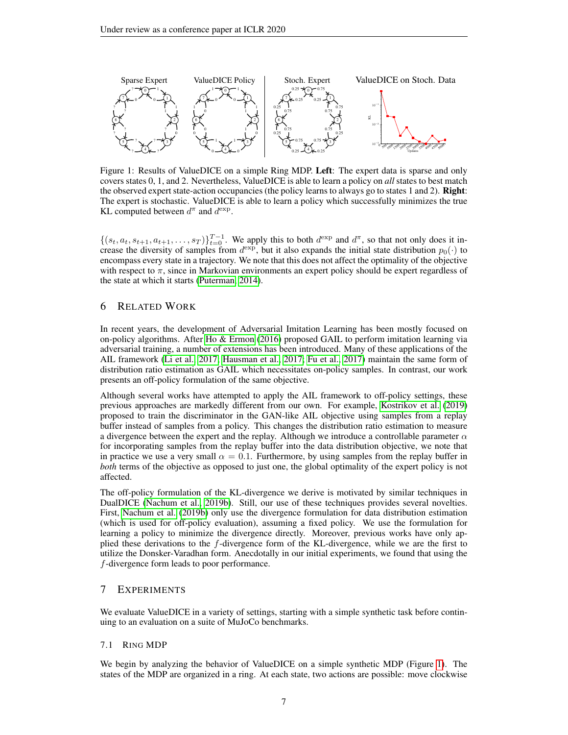Figure 1: Results of ValueDICE on a simple Ring MDP. **Left**: The expert data is sparse and only covers states 0, 1, and 2. Nevertheless, ValueDICE is able to learn a policy on *all* states to best match the observed expert state-action occupancies (the policy learns to always go to states 1 and 2). **Right**: The expert is stochastic. ValueDICE is able to learn a policy which successfully minimizes the true KL computed between $d^{\pi}$ and $d^{\exp}$.

$\{(s_t, a_t, s_{t+1}, a_{t+1}, \ldots, s_T)\}_{t=0}^{T-1}$. We apply this to both $d^{\exp}$ and $d^{\pi}$, so that not only does it increase the diversity of samples from $d^{\exp}$, but it also expands the initial state distribution $p_0(\cdot)$ to encompass every state in a trajectory. We note that this does not affect the optimality of the objective with respect to $\pi$, since in Markovian environments an expert policy should be expert regardless of the state at which it starts (Puterman, 2014).

## 6 Related Work

In recent years, the development of Adversarial Imitation Learning has been mostly focused on on-policy algorithms. After Ho & Ermon (2016) proposed GAIL to perform imitation learning via adversarial training, a number of extensions has been introduced. Many of these applications of the AIL framework (Li et al., 2017; Hausman et al., 2017; Fu et al., 2017) maintain the same form of distribution ratio estimation as GAIL which necessitates on-policy samples. In contrast, our work presents an off-policy formulation of the same objective.

Although several works have attempted to apply the AIL framework to off-policy settings, these previous approaches are markedly different from our own. For example, Kostrikov et al. (2019) proposed to train the discriminator in the GAN-like AIL objective using samples from a replay buffer instead of samples from a policy. This changes the distribution ratio estimation to measure a divergence between the expert and the replay. Although we introduce a controllable parameter $\alpha$ for incorporating samples from the replay buffer into the data distribution objective, we note that in practice we use a very small $\alpha = 0.1$. Furthermore, by using samples from the replay buffer in *both* terms of the objective as opposed to just one, the global optimality of the expert policy is not affected.

The off-policy formulation of the KL-divergence we derive is motivated by similar techniques in DualDICE (Nachum et al., 2019b). Still, our use of these techniques provides several novelties. First, Nachum et al. (2019b) only use the divergence formulation for data distribution estimation (which is used for off-policy evaluation), assuming a fixed policy. We use the formulation for learning a policy to minimize the divergence directly. Moreover, previous works have only applied these derivations to the $f$-divergence form of the KL-divergence, while we are the first to utilize the Donsker-Varadhan form. Anecdotally in our initial experiments, we found that using the $f$-divergence form leads to poor performance.

## 7 Experiments

We evaluate ValueDICE in a variety of settings, starting with a simple synthetic task before continuing to an evaluation on a suite of MuJoCo benchmarks.

### 7.1 Ring MDP

We begin by analyzing the behavior of ValueDICE on a simple synthetic MDP (Figure 1). The states of the MDP are organized in a ring. At each state, two actions are possible: move clockwise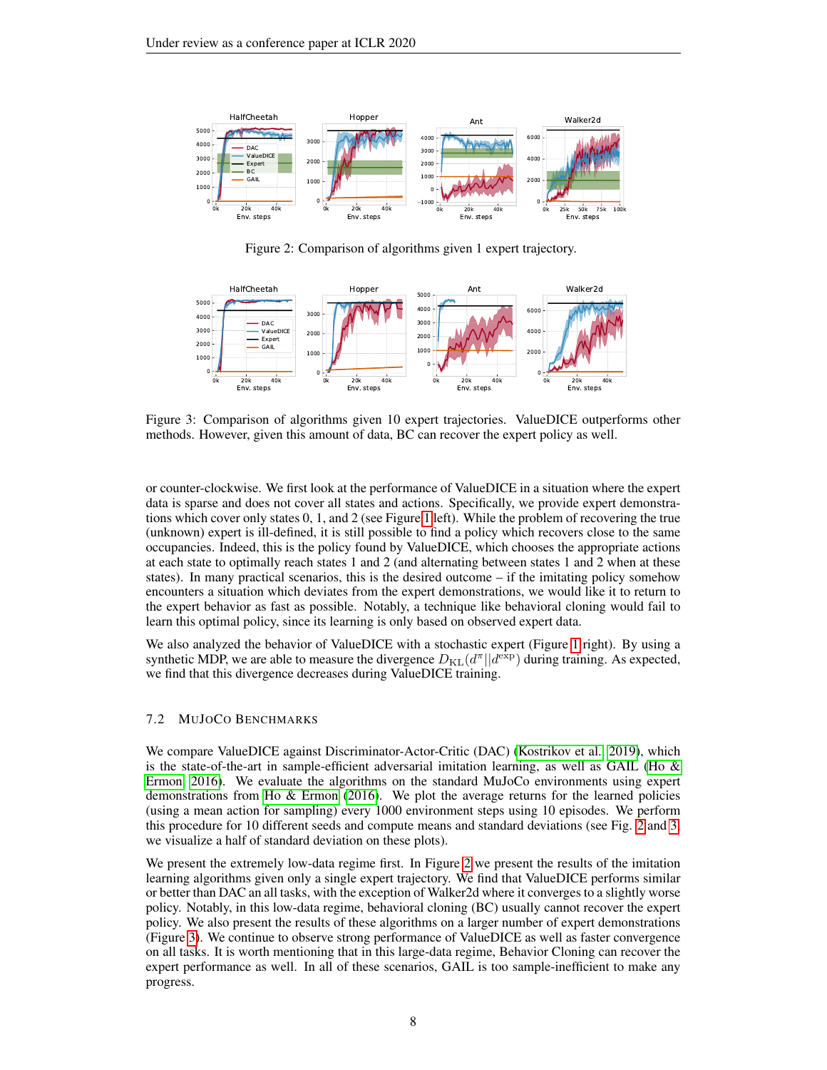Figure 2: Comparison of algorithms given 1 expert trajectory.

Figure 3: Comparison of algorithms given 10 expert trajectories. ValueDICE outperforms other methods. However, given this amount of data, BC can recover the expert policy as well.

or counter-clockwise. We first look at the performance of ValueDICE in a situation where the expert data is sparse and does not cover all states and actions. Specifically, we provide expert demonstrations which cover only states 0, 1, and 2 (see Figure 1 left). While the problem of recovering the true (unknown) expert is ill-defined, it is still possible to find a policy which recovers close to the same occupancies. Indeed, this is the policy found by ValueDICE, which chooses the appropriate actions at each state to optimally reach states 1 and 2 (and alternating between states 1 and 2 when at these states). In many practical scenarios, this is the desired outcome – if the imitating policy somehow encounters a situation which deviates from the expert demonstrations, we would like it to return to the expert behavior as fast as possible. Notably, a technique like behavioral cloning would fail to learn this optimal policy, since its learning is only based on observed expert data.

We also analyzed the behavior of ValueDICE with a stochastic expert (Figure 1 right). By using a synthetic MDP, we are able to measure the divergence $D_{\mathrm{KL}}(d^{\pi}||d^{\mathrm{exp}})$ during training. As expected, we find that this divergence decreases during ValueDICE training.

### 7.2 MuJoCo Benchmarks

We compare ValueDICE against Discriminator-Actor-Critic (DAC) (Kostrikov et al., 2019), which is the state-of-the-art in sample-efficient adversarial imitation learning, as well as GAIL (Ho & Ermon, 2016). We evaluate the algorithms on the standard MuJoCo environments using expert demonstrations from Ho & Ermon (2016). We plot the average returns for the learned policies (using a mean action for sampling) every 1000 environment steps using 10 episodes. We perform this procedure for 10 different seeds and compute means and standard deviations (see Fig. 2 and 3, we visualize a half of standard deviation on these plots).

We present the extremely low-data regime first. In Figure 2 we present the results of the imitation learning algorithms given only a single expert trajectory. We find that ValueDICE performs similar or better than DAC an all tasks, with the exception of Walker2d where it converges to a slightly worse policy. Notably, in this low-data regime, behavioral cloning (BC) usually cannot recover the expert policy. We also present the results of these algorithms on a larger number of expert demonstrations (Figure 3). We continue to observe strong performance of ValueDICE as well as faster convergence on all tasks. It is worth mentioning that in this large-data regime, Behavior Cloning can recover the expert performance as well. In all of these scenarios, GAIL is too sample-inefficient to make any progress.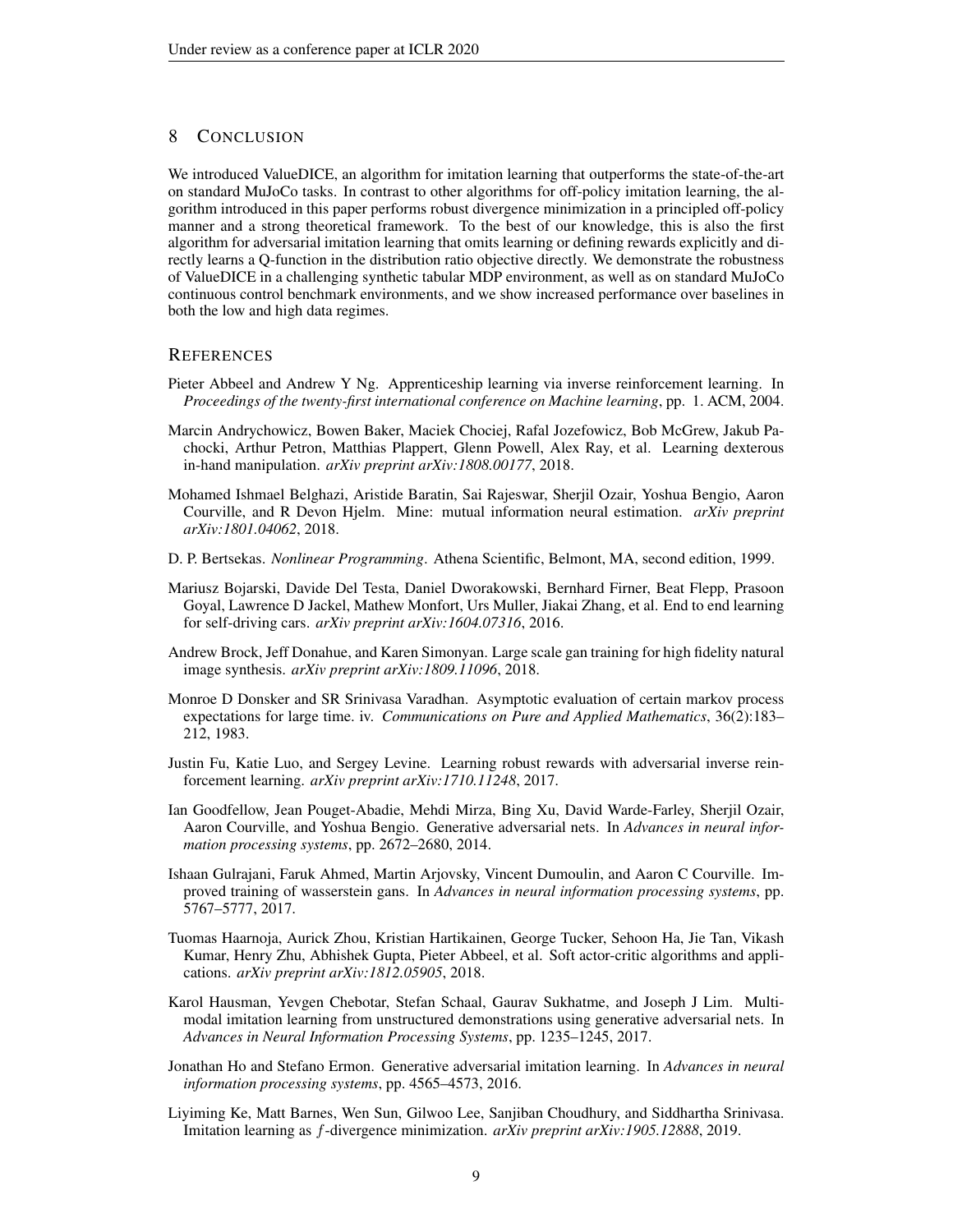## 8 CONCLUSION

We introduced ValueDICE, an algorithm for imitation learning that outperforms the state-of-the-art on standard MuJoCo tasks. In contrast to other algorithms for off-policy imitation learning, the algorithm introduced in this paper performs robust divergence minimization in a principled off-policy manner and a strong theoretical framework. To the best of our knowledge, this is also the first algorithm for adversarial imitation learning that omits learning or defining rewards explicitly and directly learns a Q-function in the distribution ratio objective directly. We demonstrate the robustness of ValueDICE in a challenging synthetic tabular MDP environment, as well as on standard MuJoCo continuous control benchmark environments, and we show increased performance over baselines in both the low and high data regimes.

## REFERENCES

Pieter Abbeel and Andrew Y Ng. Apprenticeship learning via inverse reinforcement learning. In *Proceedings of the twenty-first international conference on Machine learning*, pp. 1. ACM, 2004.

Marcin Andrychowicz, Bowen Baker, Maciek Chociej, Rafal Jozefowicz, Bob McGrew, Jakub Pachocki, Arthur Petron, Matthias Plappert, Glenn Powell, Alex Ray, et al. Learning dexterous in-hand manipulation. *arXiv preprint arXiv:1808.00177*, 2018.

Mohamed Ishmael Belghazi, Aristide Baratin, Sai Rajeswar, Sherjil Ozair, Yoshua Bengio, Aaron Courville, and R Devon Hjelm. Mine: mutual information neural estimation. *arXiv preprint arXiv:1801.04062*, 2018.

D. P. Bertsekas. *Nonlinear Programming*. Athena Scientific, Belmont, MA, second edition, 1999.

Mariusz Bojarski, Davide Del Testa, Daniel Dworakowski, Bernhard Firner, Beat Flepp, Prasoon Goyal, Lawrence D Jackel, Mathew Monfort, Urs Muller, Jiakai Zhang, et al. End to end learning for self-driving cars. *arXiv preprint arXiv:1604.07316*, 2016.

Andrew Brock, Jeff Donahue, and Karen Simonyan. Large scale gan training for high fidelity natural image synthesis. *arXiv preprint arXiv:1809.11096*, 2018.

Monroe D Donsker and SR Srinivasa Varadhan. Asymptotic evaluation of certain markov process expectations for large time. iv. *Communications on Pure and Applied Mathematics*, 36(2):183–212, 1983.

Justin Fu, Katie Luo, and Sergey Levine. Learning robust rewards with adversarial inverse reinforcement learning. *arXiv preprint arXiv:1710.11248*, 2017.

Ian Goodfellow, Jean Pouget-Abadie, Mehdi Mirza, Bing Xu, David Warde-Farley, Sherjil Ozair, Aaron Courville, and Yoshua Bengio. Generative adversarial nets. In *Advances in neural information processing systems*, pp. 2672–2680, 2014.

Ishaan Gulrajani, Faruk Ahmed, Martin Arjovsky, Vincent Dumoulin, and Aaron C Courville. Improved training of wasserstein gans. In *Advances in neural information processing systems*, pp. 5767–5777, 2017.

Tuomas Haarnoja, Aurick Zhou, Kristian Hartikainen, George Tucker, Sehoon Ha, Jie Tan, Vikash Kumar, Henry Zhu, Abhishek Gupta, Pieter Abbeel, et al. Soft actor-critic algorithms and applications. *arXiv preprint arXiv:1812.05905*, 2018.

Karol Hausman, Yevgen Chebotar, Stefan Schaal, Gaurav Sukhatme, and Joseph J Lim. Multimodal imitation learning from unstructured demonstrations using generative adversarial nets. In *Advances in Neural Information Processing Systems*, pp. 1235–1245, 2017.

Jonathan Ho and Stefano Ermon. Generative adversarial imitation learning. In *Advances in neural information processing systems*, pp. 4565–4573, 2016.

Liyiming Ke, Matt Barnes, Wen Sun, Gilwoo Lee, Sanjiban Choudhury, and Siddhartha Srinivasa. Imitation learning as $f$-divergence minimization. *arXiv preprint arXiv:1905.12888*, 2019.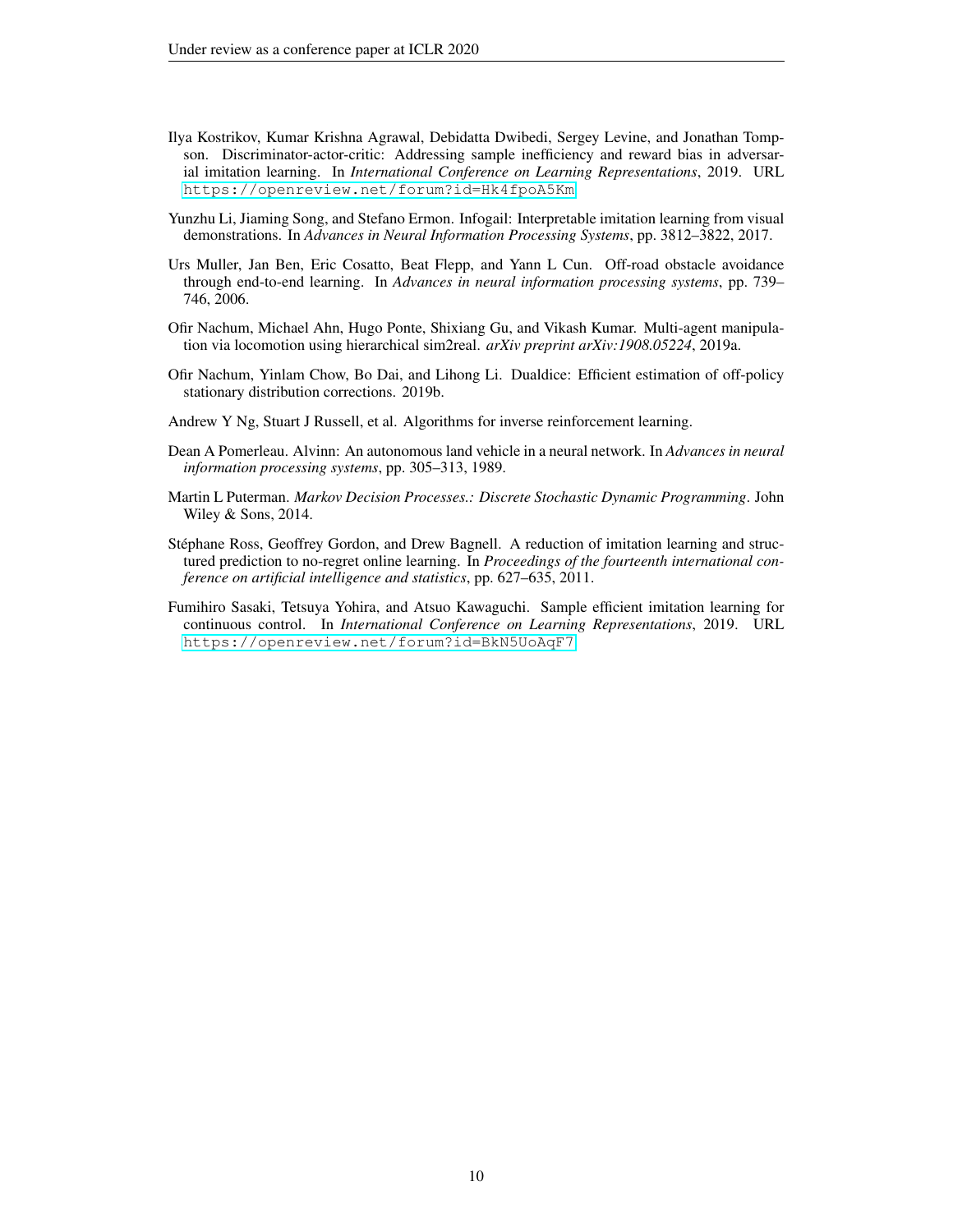Ilya Kostrikov, Kumar Krishna Agrawal, Debidatta Dwibedi, Sergey Levine, and Jonathan Tompson. Discriminator-actor-critic: Addressing sample inefficiency and reward bias in adversarial imitation learning. In *International Conference on Learning Representations*, 2019. URL https://openreview.net/forum?id=Hk4fpoA5Km.

Yunzhu Li, Jiaming Song, and Stefano Ermon. Infogail: Interpretable imitation learning from visual demonstrations. In *Advances in Neural Information Processing Systems*, pp. 3812–3822, 2017.

Urs Muller, Jan Ben, Eric Cosatto, Beat Flepp, and Yann L Cun. Off-road obstacle avoidance through end-to-end learning. In *Advances in neural information processing systems*, pp. 739–746, 2006.

Ofir Nachum, Michael Ahn, Hugo Ponte, Shixiang Gu, and Vikash Kumar. Multi-agent manipulation via locomotion using hierarchical sim2real. *arXiv preprint arXiv:1908.05224*, 2019a.

Ofir Nachum, Yinlam Chow, Bo Dai, and Lihong Li. Dualdice: Efficient estimation of off-policy stationary distribution corrections. 2019b.

Andrew Y Ng, Stuart J Russell, et al. Algorithms for inverse reinforcement learning.

Dean A Pomerleau. Alvinn: An autonomous land vehicle in a neural network. In *Advances in neural information processing systems*, pp. 305–313, 1989.

Martin L Puterman. *Markov Decision Processes.: Discrete Stochastic Dynamic Programming*. John Wiley & Sons, 2014.

Stéphane Ross, Geoffrey Gordon, and Drew Bagnell. A reduction of imitation learning and structured prediction to no-regret online learning. In *Proceedings of the fourteenth international conference on artificial intelligence and statistics*, pp. 627–635, 2011.

Fumihiro Sasaki, Tetsuya Yohira, and Atsuo Kawaguchi. Sample efficient imitation learning for continuous control. In *International Conference on Learning Representations*, 2019. URL https://openreview.net/forum?id=BkN5UoAqF7.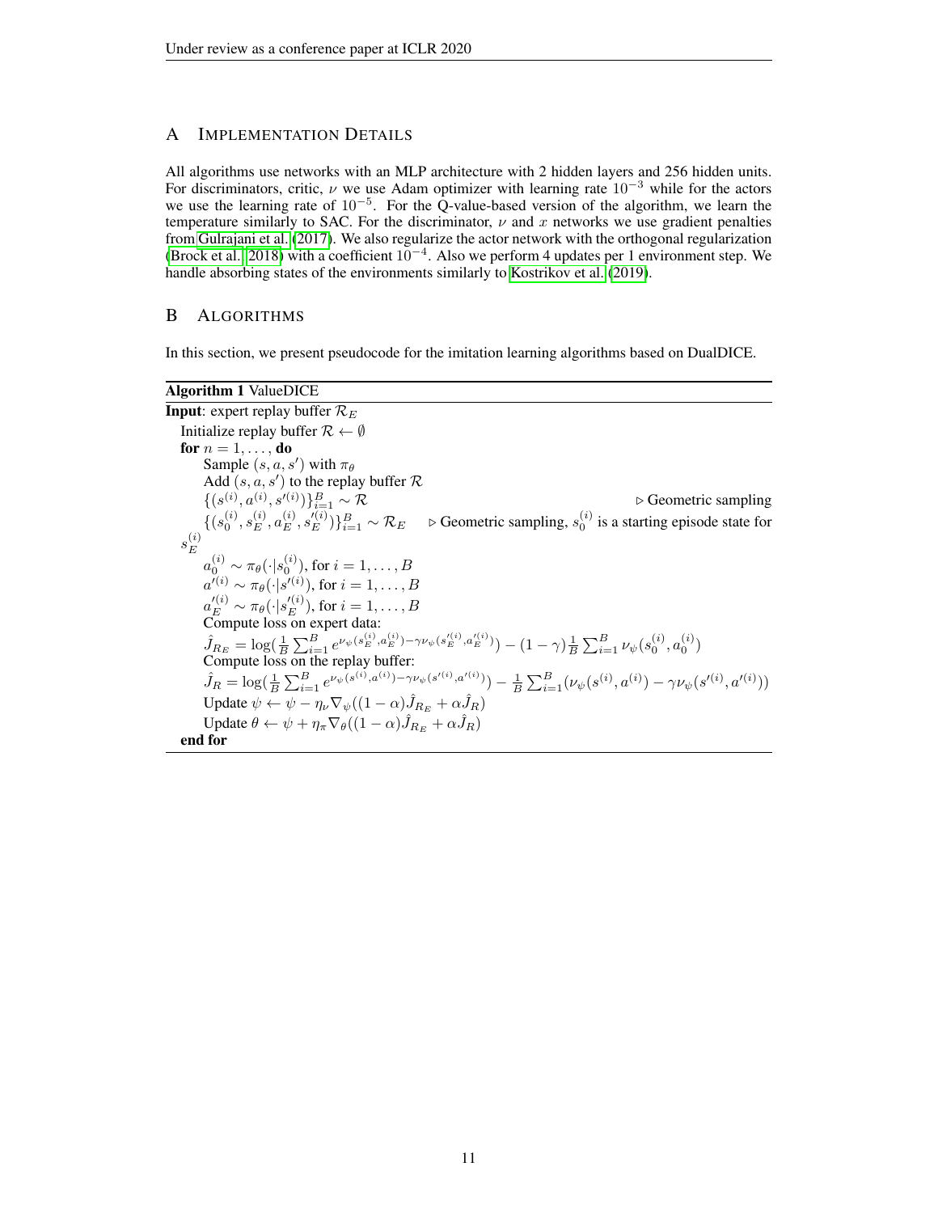## A Implementation Details

All algorithms use networks with an MLP architecture with 2 hidden layers and 256 hidden units. For discriminators, critic, $\nu$ we use Adam optimizer with learning rate $10^{-3}$ while for the actors we use the learning rate of $10^{-5}$. For the Q-value-based version of the algorithm, we learn the temperature similarly to SAC. For the discriminator, $\nu$ and $x$ networks we use gradient penalties from Gulrajani et al. (2017). We also regularize the actor network with the orthogonal regularization (Brock et al., 2018) with a coefficient $10^{-4}$. Also we perform 4 updates per 1 environment step. We handle absorbing states of the environments similarly to Kostrikov et al. (2019).

## B Algorithms

In this section, we present pseudocode for the imitation learning algorithms based on DualDICE.

**Algorithm 1** ValueDICE

**Input**: expert replay buffer $\mathcal{R}_E$

Initialize replay buffer $\mathcal{R} \leftarrow \emptyset$

**for** $n = 1, \ldots,$ **do**

  Sample $(s, a, s')$ with $\pi_\theta$

  Add $(s, a, s')$ to the replay buffer $\mathcal{R}$

  $\{(s^{(i)}, a^{(i)}, s'^{(i)})\}_{i=1}^{B} \sim \mathcal{R}$ ▷ Geometric sampling

  $\{(s_0^{(i)}, s_E^{(i)}, a_E^{(i)}, s_E'^{(i)})\}_{i=1}^{B} \sim \mathcal{R}_E$ ▷ Geometric sampling, $s_0^{(i)}$ is a starting episode state for $s_E^{(i)}$

  $a_0^{(i)} \sim \pi_\theta(\cdot|s_0^{(i)})$, for $i = 1, \ldots, B$

  $a'^{(i)} \sim \pi_\theta(\cdot|s'^{(i)})$, for $i = 1, \ldots, B$

  $a_E'^{(i)} \sim \pi_\theta(\cdot|s_E'^{(i)})$, for $i = 1, \ldots, B$

  Compute loss on expert data:

  $\hat{J}_{R_E} = \log(\frac{1}{B}\sum_{i=1}^{B} e^{\nu_\psi(s_E^{(i)}, a_E^{(i)}) - \gamma\nu_\psi(s_E'^{(i)}, a_E'^{(i)})}) - (1-\gamma)\frac{1}{B}\sum_{i=1}^{B}\nu_\psi(s_0^{(i)}, a_0^{(i)})$

  Compute loss on the replay buffer:

  $\hat{J}_R = \log(\frac{1}{B}\sum_{i=1}^{B} e^{\nu_\psi(s^{(i)}, a^{(i)}) - \gamma\nu_\psi(s'^{(i)}, a'^{(i)})}) - \frac{1}{B}\sum_{i=1}^{B}(\nu_\psi(s^{(i)}, a^{(i)}) - \gamma\nu_\psi(s'^{(i)}, a'^{(i)}))$

  Update $\psi \leftarrow \psi - \eta_\nu \nabla_\psi((1-\alpha)\hat{J}_{R_E} + \alpha\hat{J}_R)$

  Update $\theta \leftarrow \psi + \eta_\pi \nabla_\theta((1-\alpha)\hat{J}_{R_E} + \alpha\hat{J}_R)$

**end for**